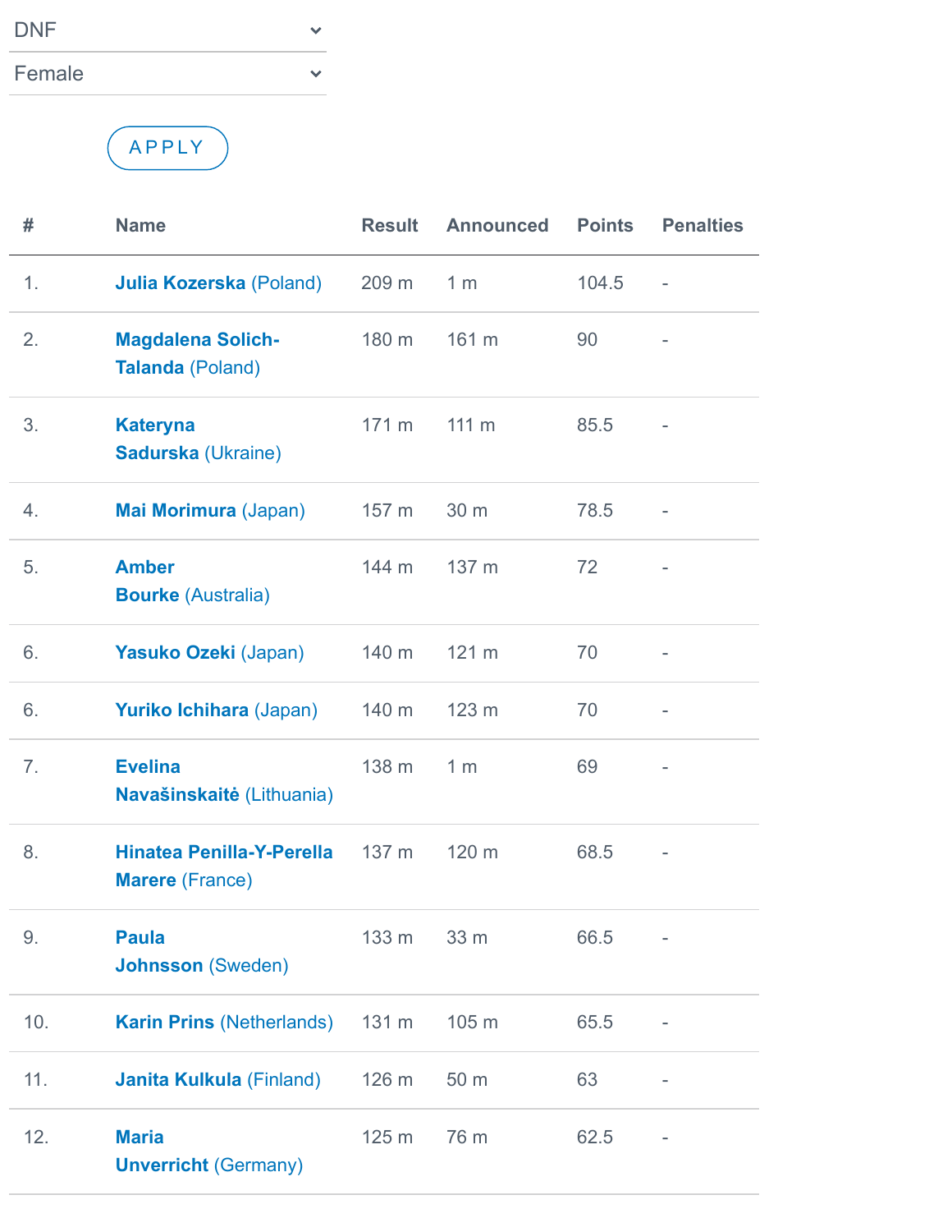DNF

Female

APPLY

| # | Name | Result | Announced | Points | Penalties |
|---|---|---|---|---|---|
| 1. | **Julia Kozerska** (Poland) | 209 m | 1 m | 104.5 | - |
| 2. | **Magdalena Solich-Talanda** (Poland) | 180 m | 161 m | 90 | - |
| 3. | **Kateryna Sadurska** (Ukraine) | 171 m | 111 m | 85.5 | - |
| 4. | **Mai Morimura** (Japan) | 157 m | 30 m | 78.5 | - |
| 5. | **Amber Bourke** (Australia) | 144 m | 137 m | 72 | - |
| 6. | **Yasuko Ozeki** (Japan) | 140 m | 121 m | 70 | - |
| 6. | **Yuriko Ichihara** (Japan) | 140 m | 123 m | 70 | - |
| 7. | **Evelina Navašinskaitė** (Lithuania) | 138 m | 1 m | 69 | - |
| 8. | **Hinatea Penilla-Y-Perella Marere** (France) | 137 m | 120 m | 68.5 | - |
| 9. | **Paula Johnsson** (Sweden) | 133 m | 33 m | 66.5 | - |
| 10. | **Karin Prins** (Netherlands) | 131 m | 105 m | 65.5 | - |
| 11. | **Janita Kulkula** (Finland) | 126 m | 50 m | 63 | - |
| 12. | **Maria Unverricht** (Germany) | 125 m | 76 m | 62.5 | - |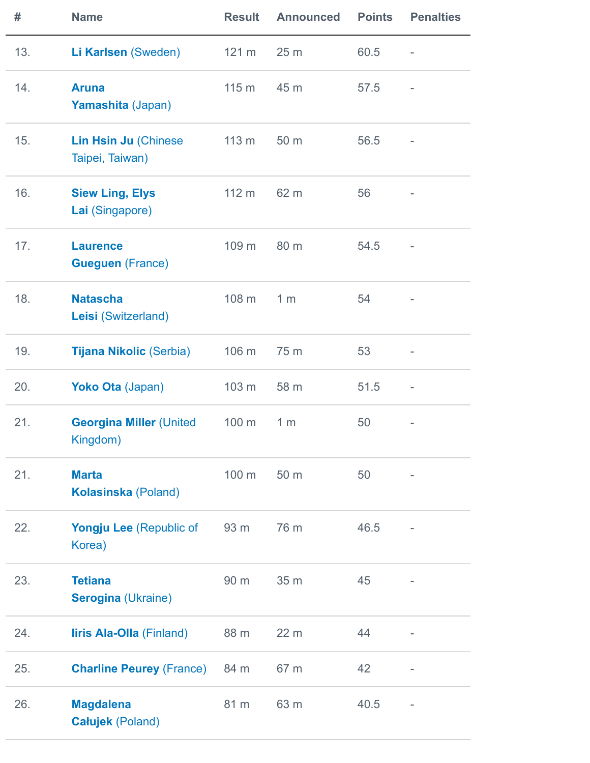| # | Name | Result | Announced | Points | Penalties |
|---|---|---|---|---|---|
| 13. | **Li Karlsen** (Sweden) | 121 m | 25 m | 60.5 | - |
| 14. | **Aruna Yamashita** (Japan) | 115 m | 45 m | 57.5 | - |
| 15. | **Lin Hsin Ju** (Chinese Taipei, Taiwan) | 113 m | 50 m | 56.5 | - |
| 16. | **Siew Ling, Elys Lai** (Singapore) | 112 m | 62 m | 56 | - |
| 17. | **Laurence Gueguen** (France) | 109 m | 80 m | 54.5 | - |
| 18. | **Natascha Leisi** (Switzerland) | 108 m | 1 m | 54 | - |
| 19. | **Tijana Nikolic** (Serbia) | 106 m | 75 m | 53 | - |
| 20. | **Yoko Ota** (Japan) | 103 m | 58 m | 51.5 | - |
| 21. | **Georgina Miller** (United Kingdom) | 100 m | 1 m | 50 | - |
| 21. | **Marta Kolasinska** (Poland) | 100 m | 50 m | 50 | - |
| 22. | **Yongju Lee** (Republic of Korea) | 93 m | 76 m | 46.5 | - |
| 23. | **Tetiana Serogina** (Ukraine) | 90 m | 35 m | 45 | - |
| 24. | **Iiris Ala-Olla** (Finland) | 88 m | 22 m | 44 | - |
| 25. | **Charline Peurey** (France) | 84 m | 67 m | 42 | - |
| 26. | **Magdalena Całujek** (Poland) | 81 m | 63 m | 40.5 | - |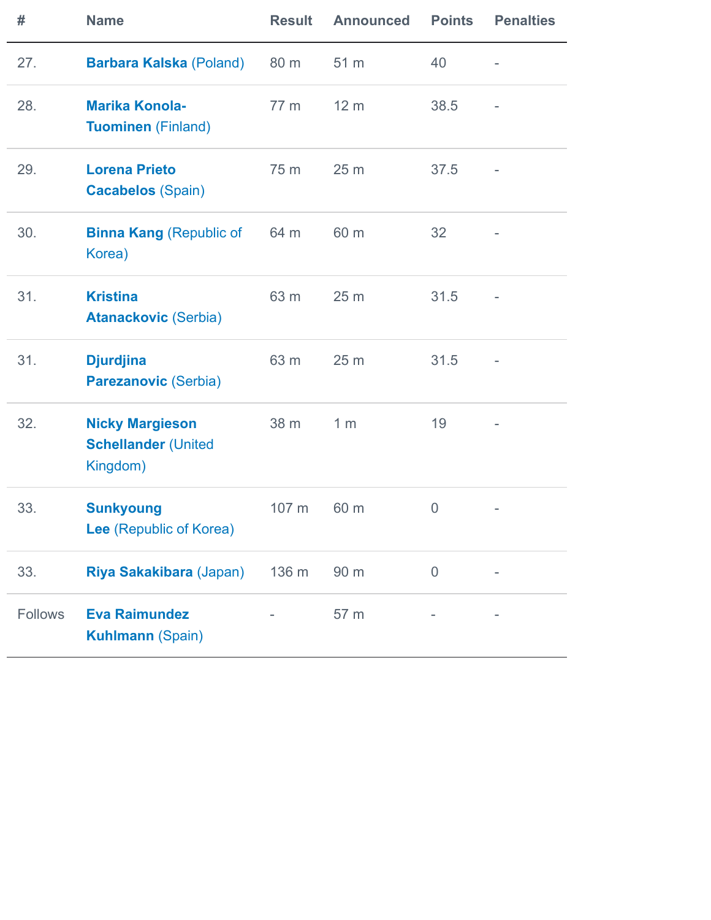| # | Name | Result | Announced | Points | Penalties |
|---|---|---|---|---|---|
| 27. | **Barbara Kalska** (Poland) | 80 m | 51 m | 40 | - |
| 28. | **Marika Konola-Tuominen** (Finland) | 77 m | 12 m | 38.5 | - |
| 29. | **Lorena Prieto Cacabelos** (Spain) | 75 m | 25 m | 37.5 | - |
| 30. | **Binna Kang** (Republic of Korea) | 64 m | 60 m | 32 | - |
| 31. | **Kristina Atanackovic** (Serbia) | 63 m | 25 m | 31.5 | - |
| 31. | **Djurdjina Parezanovic** (Serbia) | 63 m | 25 m | 31.5 | - |
| 32. | **Nicky Margieson Schellander** (United Kingdom) | 38 m | 1 m | 19 | - |
| 33. | **Sunkyoung Lee** (Republic of Korea) | 107 m | 60 m | 0 | - |
| 33. | **Riya Sakakibara** (Japan) | 136 m | 90 m | 0 | - |
| Follows | **Eva Raimundez Kuhlmann** (Spain) | - | 57 m | - | - |